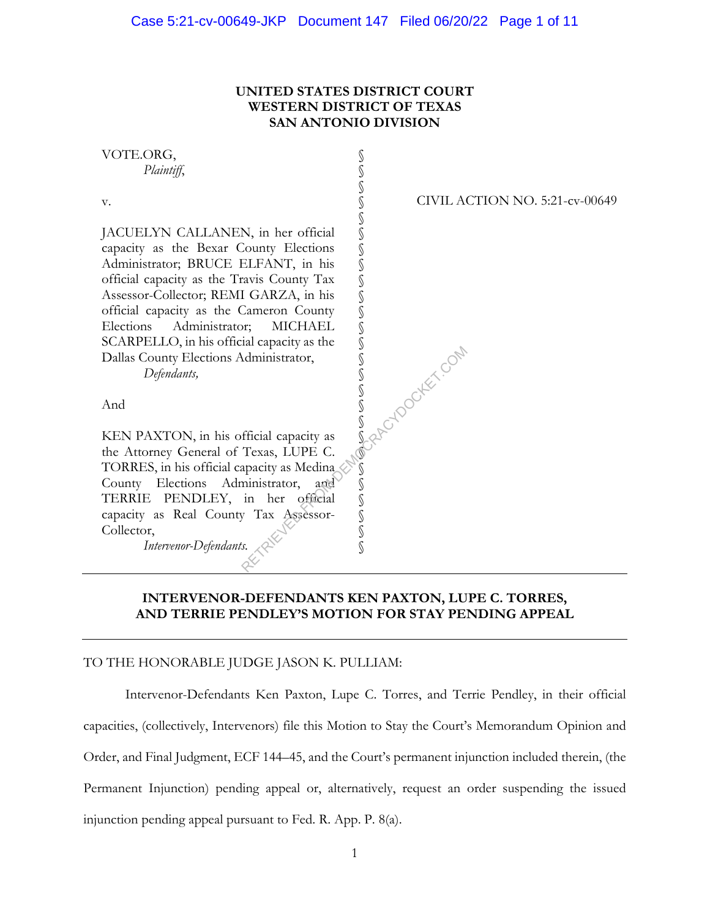**UNITED STATES DISTRICT COURT**
**WESTERN DISTRICT OF TEXAS**
**SAN ANTONIO DIVISION**

VOTE.ORG,
*Plaintiff*,

v.

JACUELYN CALLANEN, in her official capacity as the Bexar County Elections Administrator; BRUCE ELFANT, in his official capacity as the Travis County Tax Assessor-Collector; REMI GARZA, in his official capacity as the Cameron County Elections Administrator; MICHAEL SCARPELLO, in his official capacity as the Dallas County Elections Administrator,
*Defendants,*

And

KEN PAXTON, in his official capacity as the Attorney General of Texas, LUPE C. TORRES, in his official capacity as Medina County Elections Administrator, and TERRIE PENDLEY, in her official capacity as Real County Tax Assessor-Collector,
*Intervenor-Defendants.*

CIVIL ACTION NO. 5:21-cv-00649

---

**INTERVENOR-DEFENDANTS KEN PAXTON, LUPE C. TORRES, AND TERRIE PENDLEY'S MOTION FOR STAY PENDING APPEAL**

---

TO THE HONORABLE JUDGE JASON K. PULLIAM:

Intervenor-Defendants Ken Paxton, Lupe C. Torres, and Terrie Pendley, in their official capacities, (collectively, Intervenors) file this Motion to Stay the Court's Memorandum Opinion and Order, and Final Judgment, ECF 144–45, and the Court's permanent injunction included therein, (the Permanent Injunction) pending appeal or, alternatively, request an order suspending the issued injunction pending appeal pursuant to Fed. R. App. P. 8(a).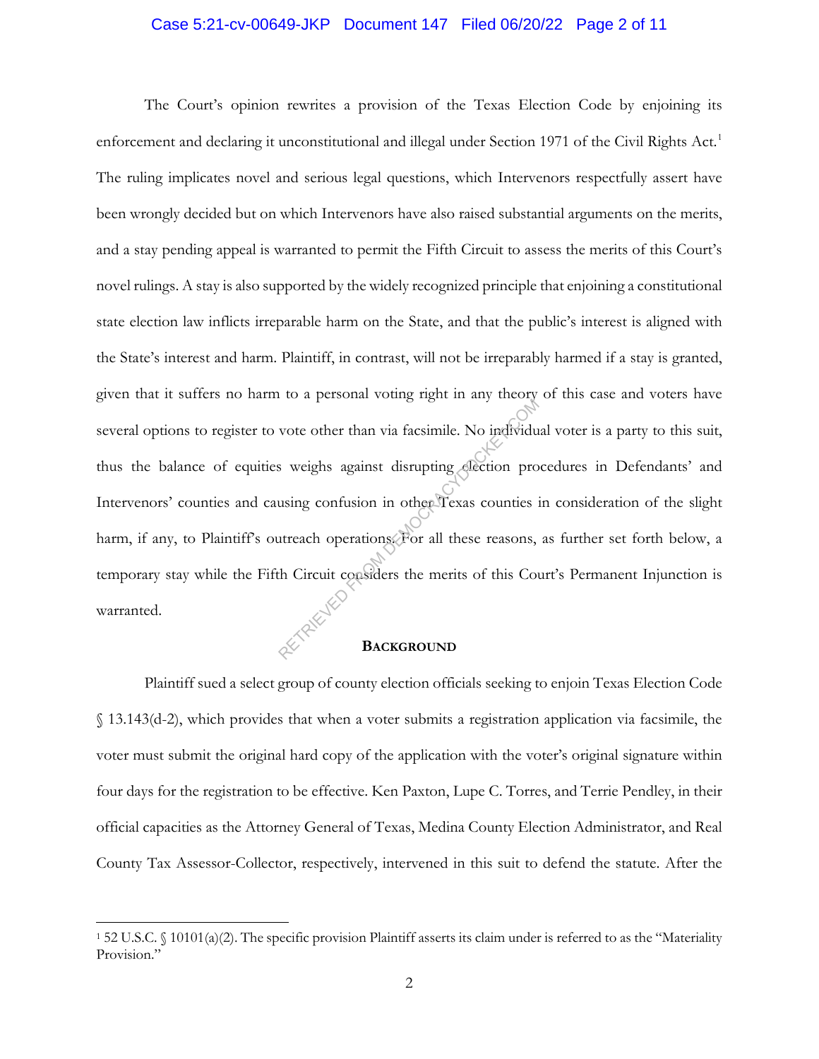The Court's opinion rewrites a provision of the Texas Election Code by enjoining its enforcement and declaring it unconstitutional and illegal under Section 1971 of the Civil Rights Act.[1] The ruling implicates novel and serious legal questions, which Intervenors respectfully assert have been wrongly decided but on which Intervenors have also raised substantial arguments on the merits, and a stay pending appeal is warranted to permit the Fifth Circuit to assess the merits of this Court's novel rulings. A stay is also supported by the widely recognized principle that enjoining a constitutional state election law inflicts irreparable harm on the State, and that the public's interest is aligned with the State's interest and harm. Plaintiff, in contrast, will not be irreparably harmed if a stay is granted, given that it suffers no harm to a personal voting right in any theory of this case and voters have several options to register to vote other than via facsimile. No individual voter is a party to this suit, thus the balance of equities weighs against disrupting election procedures in Defendants' and Intervenors' counties and causing confusion in other Texas counties in consideration of the slight harm, if any, to Plaintiff's outreach operations. For all these reasons, as further set forth below, a temporary stay while the Fifth Circuit considers the merits of this Court's Permanent Injunction is warranted.

## BACKGROUND

Plaintiff sued a select group of county election officials seeking to enjoin Texas Election Code § 13.143(d-2), which provides that when a voter submits a registration application via facsimile, the voter must submit the original hard copy of the application with the voter's original signature within four days for the registration to be effective. Ken Paxton, Lupe C. Torres, and Terrie Pendley, in their official capacities as the Attorney General of Texas, Medina County Election Administrator, and Real County Tax Assessor-Collector, respectively, intervened in this suit to defend the statute. After the

[1] 52 U.S.C. § 10101(a)(2). The specific provision Plaintiff asserts its claim under is referred to as the "Materiality Provision."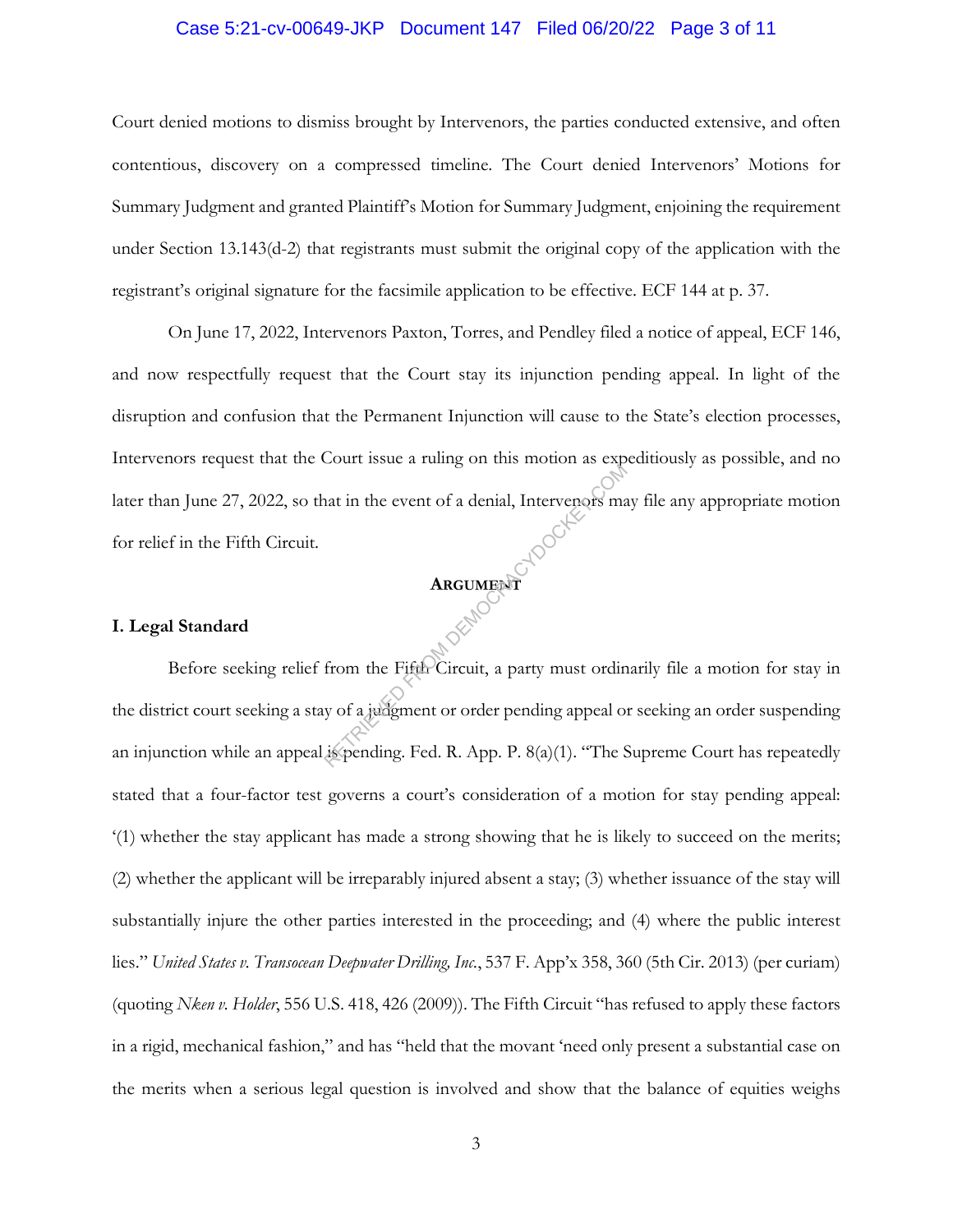Court denied motions to dismiss brought by Intervenors, the parties conducted extensive, and often contentious, discovery on a compressed timeline. The Court denied Intervenors' Motions for Summary Judgment and granted Plaintiff's Motion for Summary Judgment, enjoining the requirement under Section 13.143(d-2) that registrants must submit the original copy of the application with the registrant's original signature for the facsimile application to be effective. ECF 144 at p. 37.

On June 17, 2022, Intervenors Paxton, Torres, and Pendley filed a notice of appeal, ECF 146, and now respectfully request that the Court stay its injunction pending appeal. In light of the disruption and confusion that the Permanent Injunction will cause to the State's election processes, Intervenors request that the Court issue a ruling on this motion as expeditiously as possible, and no later than June 27, 2022, so that in the event of a denial, Intervenors may file any appropriate motion for relief in the Fifth Circuit.

## ARGUMENT

### I. Legal Standard

Before seeking relief from the Fifth Circuit, a party must ordinarily file a motion for stay in the district court seeking a stay of a judgment or order pending appeal or seeking an order suspending an injunction while an appeal is pending. Fed. R. App. P. 8(a)(1). "The Supreme Court has repeatedly stated that a four-factor test governs a court's consideration of a motion for stay pending appeal: '(1) whether the stay applicant has made a strong showing that he is likely to succeed on the merits; (2) whether the applicant will be irreparably injured absent a stay; (3) whether issuance of the stay will substantially injure the other parties interested in the proceeding; and (4) where the public interest lies." *United States v. Transocean Deepwater Drilling, Inc.*, 537 F. App'x 358, 360 (5th Cir. 2013) (per curiam) (quoting *Nken v. Holder*, 556 U.S. 418, 426 (2009)). The Fifth Circuit "has refused to apply these factors in a rigid, mechanical fashion," and has "held that the movant 'need only present a substantial case on the merits when a serious legal question is involved and show that the balance of equities weighs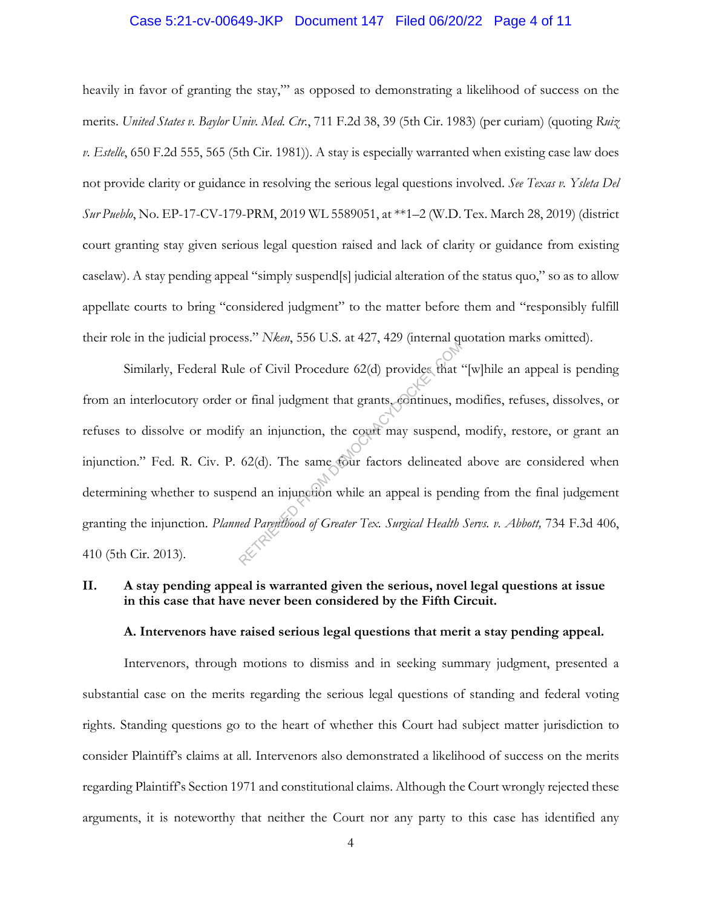heavily in favor of granting the stay,'" as opposed to demonstrating a likelihood of success on the merits. *United States v. Baylor Univ. Med. Ctr.*, 711 F.2d 38, 39 (5th Cir. 1983) (per curiam) (quoting *Ruiz v. Estelle*, 650 F.2d 555, 565 (5th Cir. 1981)). A stay is especially warranted when existing case law does not provide clarity or guidance in resolving the serious legal questions involved. *See Texas v. Ysleta Del Sur Pueblo*, No. EP-17-CV-179-PRM, 2019 WL 5589051, at **1–2 (W.D. Tex. March 28, 2019) (district court granting stay given serious legal question raised and lack of clarity or guidance from existing caselaw). A stay pending appeal "simply suspend[s] judicial alteration of the status quo," so as to allow appellate courts to bring "considered judgment" to the matter before them and "responsibly fulfill their role in the judicial process." *Nken*, 556 U.S. at 427, 429 (internal quotation marks omitted).

Similarly, Federal Rule of Civil Procedure 62(d) provides that "[w]hile an appeal is pending from an interlocutory order or final judgment that grants, continues, modifies, refuses, dissolves, or refuses to dissolve or modify an injunction, the court may suspend, modify, restore, or grant an injunction." Fed. R. Civ. P. 62(d). The same four factors delineated above are considered when determining whether to suspend an injunction while an appeal is pending from the final judgement granting the injunction. *Planned Parenthood of Greater Tex. Surgical Health Servs. v. Abbott,* 734 F.3d 406, 410 (5th Cir. 2013).

## II. A stay pending appeal is warranted given the serious, novel legal questions at issue in this case that have never been considered by the Fifth Circuit.

### A. Intervenors have raised serious legal questions that merit a stay pending appeal.

Intervenors, through motions to dismiss and in seeking summary judgment, presented a substantial case on the merits regarding the serious legal questions of standing and federal voting rights. Standing questions go to the heart of whether this Court had subject matter jurisdiction to consider Plaintiff's claims at all. Intervenors also demonstrated a likelihood of success on the merits regarding Plaintiff's Section 1971 and constitutional claims. Although the Court wrongly rejected these arguments, it is noteworthy that neither the Court nor any party to this case has identified any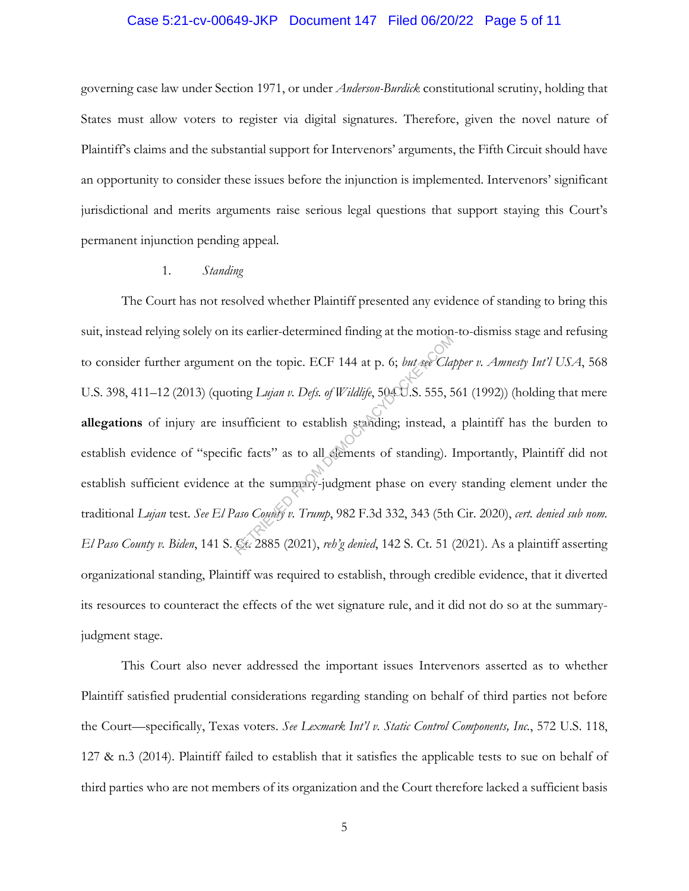governing case law under Section 1971, or under *Anderson-Burdick* constitutional scrutiny, holding that States must allow voters to register via digital signatures. Therefore, given the novel nature of Plaintiff's claims and the substantial support for Intervenors' arguments, the Fifth Circuit should have an opportunity to consider these issues before the injunction is implemented. Intervenors' significant jurisdictional and merits arguments raise serious legal questions that support staying this Court's permanent injunction pending appeal.

1. *Standing*

The Court has not resolved whether Plaintiff presented any evidence of standing to bring this suit, instead relying solely on its earlier-determined finding at the motion-to-dismiss stage and refusing to consider further argument on the topic. ECF 144 at p. 6; *but see Clapper v. Amnesty Int'l USA*, 568 U.S. 398, 411–12 (2013) (quoting *Lujan v. Defs. of Wildlife*, 504 U.S. 555, 561 (1992)) (holding that mere **allegations** of injury are insufficient to establish standing; instead, a plaintiff has the burden to establish evidence of "specific facts" as to all elements of standing). Importantly, Plaintiff did not establish sufficient evidence at the summary-judgment phase on every standing element under the traditional *Lujan* test. *See El Paso County v. Trump*, 982 F.3d 332, 343 (5th Cir. 2020), *cert. denied sub nom. El Paso County v. Biden*, 141 S. Ct. 2885 (2021), *reh'g denied*, 142 S. Ct. 51 (2021). As a plaintiff asserting organizational standing, Plaintiff was required to establish, through credible evidence, that it diverted its resources to counteract the effects of the wet signature rule, and it did not do so at the summary-judgment stage.

This Court also never addressed the important issues Intervenors asserted as to whether Plaintiff satisfied prudential considerations regarding standing on behalf of third parties not before the Court—specifically, Texas voters. *See Lexmark Int'l v. Static Control Components, Inc.*, 572 U.S. 118, 127 & n.3 (2014). Plaintiff failed to establish that it satisfies the applicable tests to sue on behalf of third parties who are not members of its organization and the Court therefore lacked a sufficient basis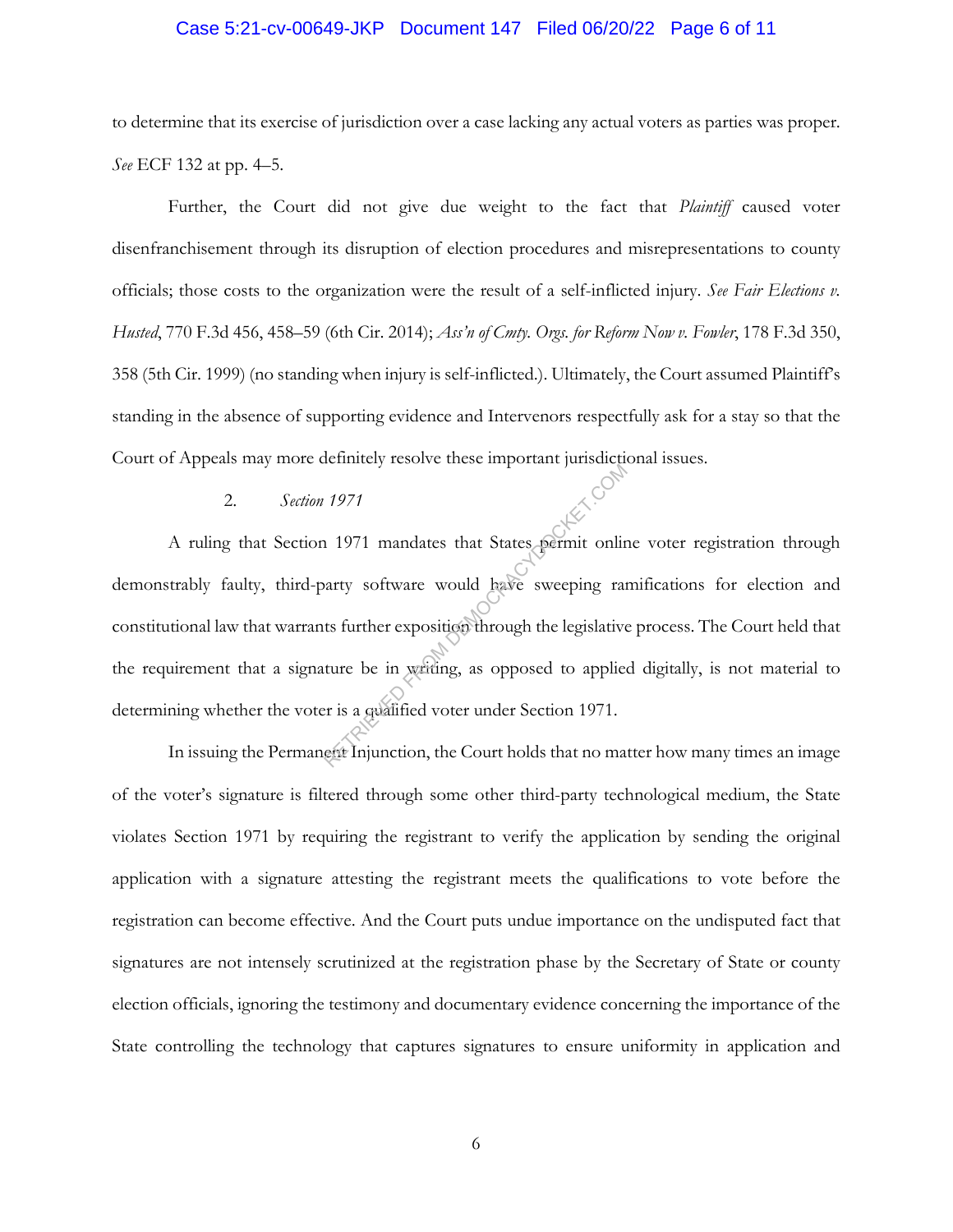to determine that its exercise of jurisdiction over a case lacking any actual voters as parties was proper. *See* ECF 132 at pp. 4–5.

Further, the Court did not give due weight to the fact that *Plaintiff* caused voter disenfranchisement through its disruption of election procedures and misrepresentations to county officials; those costs to the organization were the result of a self-inflicted injury. *See Fair Elections v. Husted*, 770 F.3d 456, 458–59 (6th Cir. 2014); *Ass'n of Cmty. Orgs. for Reform Now v. Fowler*, 178 F.3d 350, 358 (5th Cir. 1999) (no standing when injury is self-inflicted.). Ultimately, the Court assumed Plaintiff's standing in the absence of supporting evidence and Intervenors respectfully ask for a stay so that the Court of Appeals may more definitely resolve these important jurisdictional issues.

2. *Section 1971*

A ruling that Section 1971 mandates that States permit online voter registration through demonstrably faulty, third-party software would have sweeping ramifications for election and constitutional law that warrants further exposition through the legislative process. The Court held that the requirement that a signature be in writing, as opposed to applied digitally, is not material to determining whether the voter is a qualified voter under Section 1971.

In issuing the Permanent Injunction, the Court holds that no matter how many times an image of the voter's signature is filtered through some other third-party technological medium, the State violates Section 1971 by requiring the registrant to verify the application by sending the original application with a signature attesting the registrant meets the qualifications to vote before the registration can become effective. And the Court puts undue importance on the undisputed fact that signatures are not intensely scrutinized at the registration phase by the Secretary of State or county election officials, ignoring the testimony and documentary evidence concerning the importance of the State controlling the technology that captures signatures to ensure uniformity in application and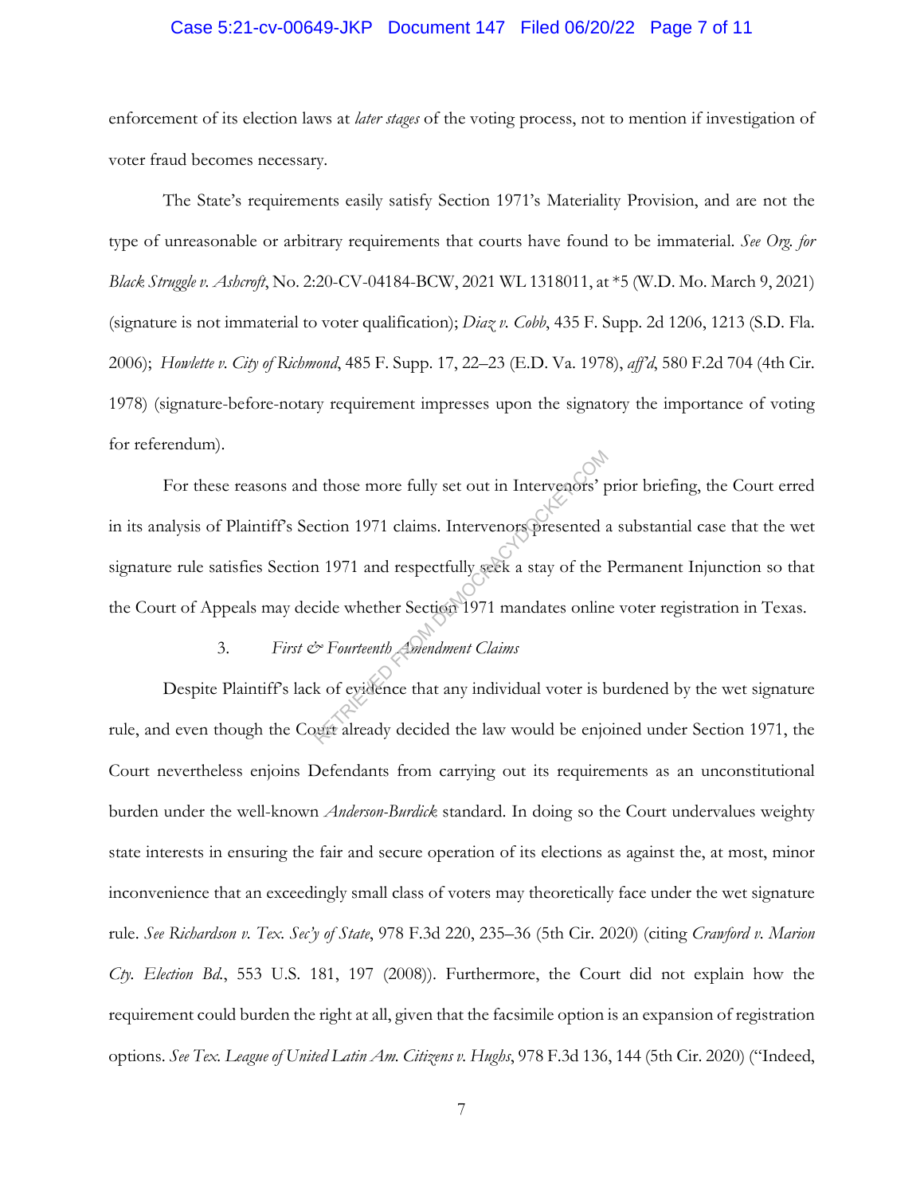enforcement of its election laws at *later stages* of the voting process, not to mention if investigation of voter fraud becomes necessary.

The State's requirements easily satisfy Section 1971's Materiality Provision, and are not the type of unreasonable or arbitrary requirements that courts have found to be immaterial. *See Org. for Black Struggle v. Ashcroft*, No. 2:20-CV-04184-BCW, 2021 WL 1318011, at *5 (W.D. Mo. March 9, 2021) (signature is not immaterial to voter qualification); *Diaz v. Cobb*, 435 F. Supp. 2d 1206, 1213 (S.D. Fla. 2006); *Howlette v. City of Richmond*, 485 F. Supp. 17, 22–23 (E.D. Va. 1978), *aff'd*, 580 F.2d 704 (4th Cir. 1978) (signature-before-notary requirement impresses upon the signatory the importance of voting for referendum).

For these reasons and those more fully set out in Intervenors' prior briefing, the Court erred in its analysis of Plaintiff's Section 1971 claims. Intervenors presented a substantial case that the wet signature rule satisfies Section 1971 and respectfully seek a stay of the Permanent Injunction so that the Court of Appeals may decide whether Section 1971 mandates online voter registration in Texas.

3. *First & Fourteenth Amendment Claims*

Despite Plaintiff's lack of evidence that any individual voter is burdened by the wet signature rule, and even though the Court already decided the law would be enjoined under Section 1971, the Court nevertheless enjoins Defendants from carrying out its requirements as an unconstitutional burden under the well-known *Anderson-Burdick* standard. In doing so the Court undervalues weighty state interests in ensuring the fair and secure operation of its elections as against the, at most, minor inconvenience that an exceedingly small class of voters may theoretically face under the wet signature rule. *See Richardson v. Tex. Sec'y of State*, 978 F.3d 220, 235–36 (5th Cir. 2020) (citing *Crawford v. Marion Cty. Election Bd.*, 553 U.S. 181, 197 (2008)). Furthermore, the Court did not explain how the requirement could burden the right at all, given that the facsimile option is an expansion of registration options. *See Tex. League of United Latin Am. Citizens v. Hughs*, 978 F.3d 136, 144 (5th Cir. 2020) ("Indeed,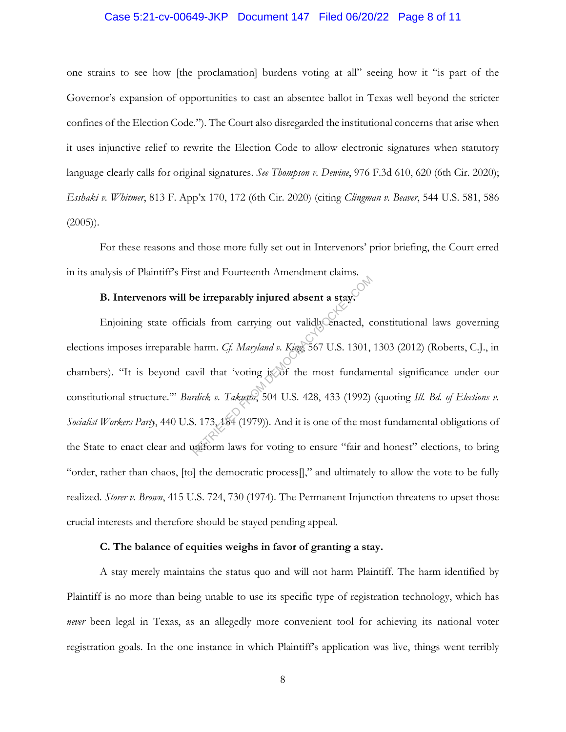one strains to see how [the proclamation] burdens voting at all" seeing how it "is part of the Governor's expansion of opportunities to cast an absentee ballot in Texas well beyond the stricter confines of the Election Code."). The Court also disregarded the institutional concerns that arise when it uses injunctive relief to rewrite the Election Code to allow electronic signatures when statutory language clearly calls for original signatures. *See Thompson v. Dewine*, 976 F.3d 610, 620 (6th Cir. 2020); *Esshaki v. Whitmer*, 813 F. App'x 170, 172 (6th Cir. 2020) (citing *Clingman v. Beaver*, 544 U.S. 581, 586 (2005)).

For these reasons and those more fully set out in Intervenors' prior briefing, the Court erred in its analysis of Plaintiff's First and Fourteenth Amendment claims.

**B. Intervenors will be irreparably injured absent a stay.**

Enjoining state officials from carrying out validly enacted, constitutional laws governing elections imposes irreparable harm. *Cf. Maryland v. King*, 567 U.S. 1301, 1303 (2012) (Roberts, C.J., in chambers). "It is beyond cavil that 'voting is of the most fundamental significance under our constitutional structure.'" *Burdick v. Takushi*, 504 U.S. 428, 433 (1992) (quoting *Ill. Bd. of Elections v. Socialist Workers Party*, 440 U.S. 173, 184 (1979)). And it is one of the most fundamental obligations of the State to enact clear and uniform laws for voting to ensure "fair and honest" elections, to bring "order, rather than chaos, [to] the democratic process[]," and ultimately to allow the vote to be fully realized. *Storer v. Brown*, 415 U.S. 724, 730 (1974). The Permanent Injunction threatens to upset those crucial interests and therefore should be stayed pending appeal.

**C. The balance of equities weighs in favor of granting a stay.**

A stay merely maintains the status quo and will not harm Plaintiff. The harm identified by Plaintiff is no more than being unable to use its specific type of registration technology, which has *never* been legal in Texas, as an allegedly more convenient tool for achieving its national voter registration goals. In the one instance in which Plaintiff's application was live, things went terribly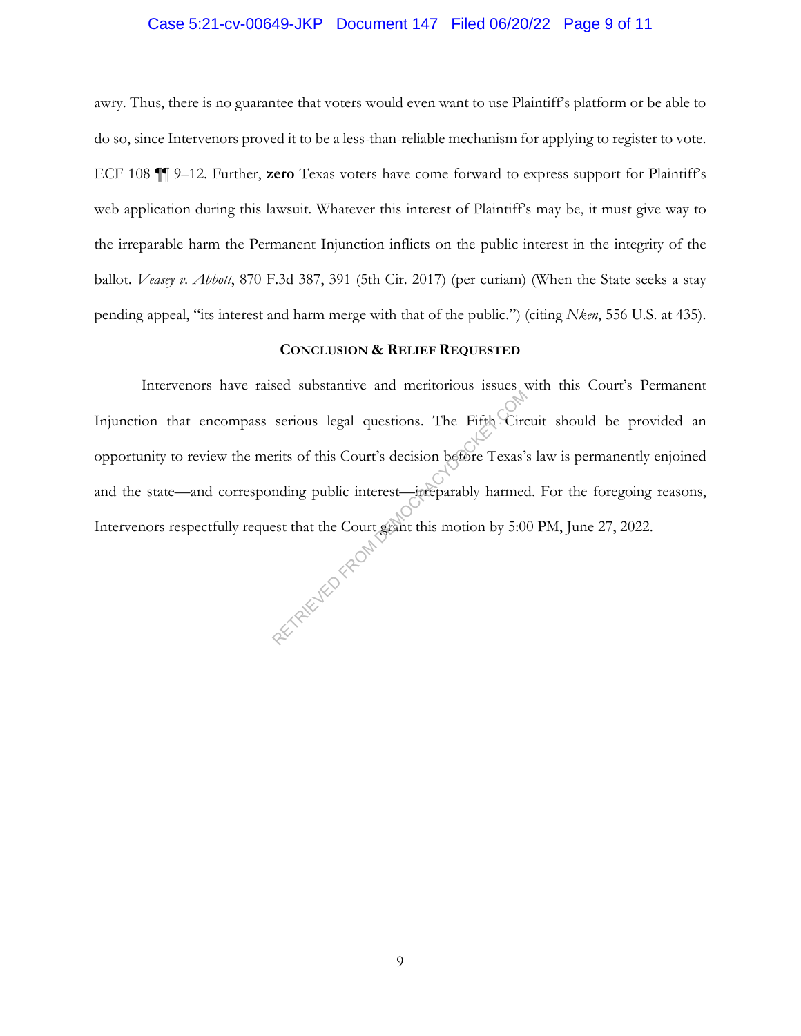awry. Thus, there is no guarantee that voters would even want to use Plaintiff's platform or be able to do so, since Intervenors proved it to be a less-than-reliable mechanism for applying to register to vote. ECF 108 ¶¶ 9–12. Further, **zero** Texas voters have come forward to express support for Plaintiff's web application during this lawsuit. Whatever this interest of Plaintiff's may be, it must give way to the irreparable harm the Permanent Injunction inflicts on the public interest in the integrity of the ballot. *Veasey v. Abbott*, 870 F.3d 387, 391 (5th Cir. 2017) (per curiam) (When the State seeks a stay pending appeal, "its interest and harm merge with that of the public.") (citing *Nken*, 556 U.S. at 435).

## CONCLUSION & RELIEF REQUESTED

Intervenors have raised substantive and meritorious issues with this Court's Permanent Injunction that encompass serious legal questions. The Fifth Circuit should be provided an opportunity to review the merits of this Court's decision before Texas's law is permanently enjoined and the state—and corresponding public interest—irreparably harmed. For the foregoing reasons, Intervenors respectfully request that the Court grant this motion by 5:00 PM, June 27, 2022.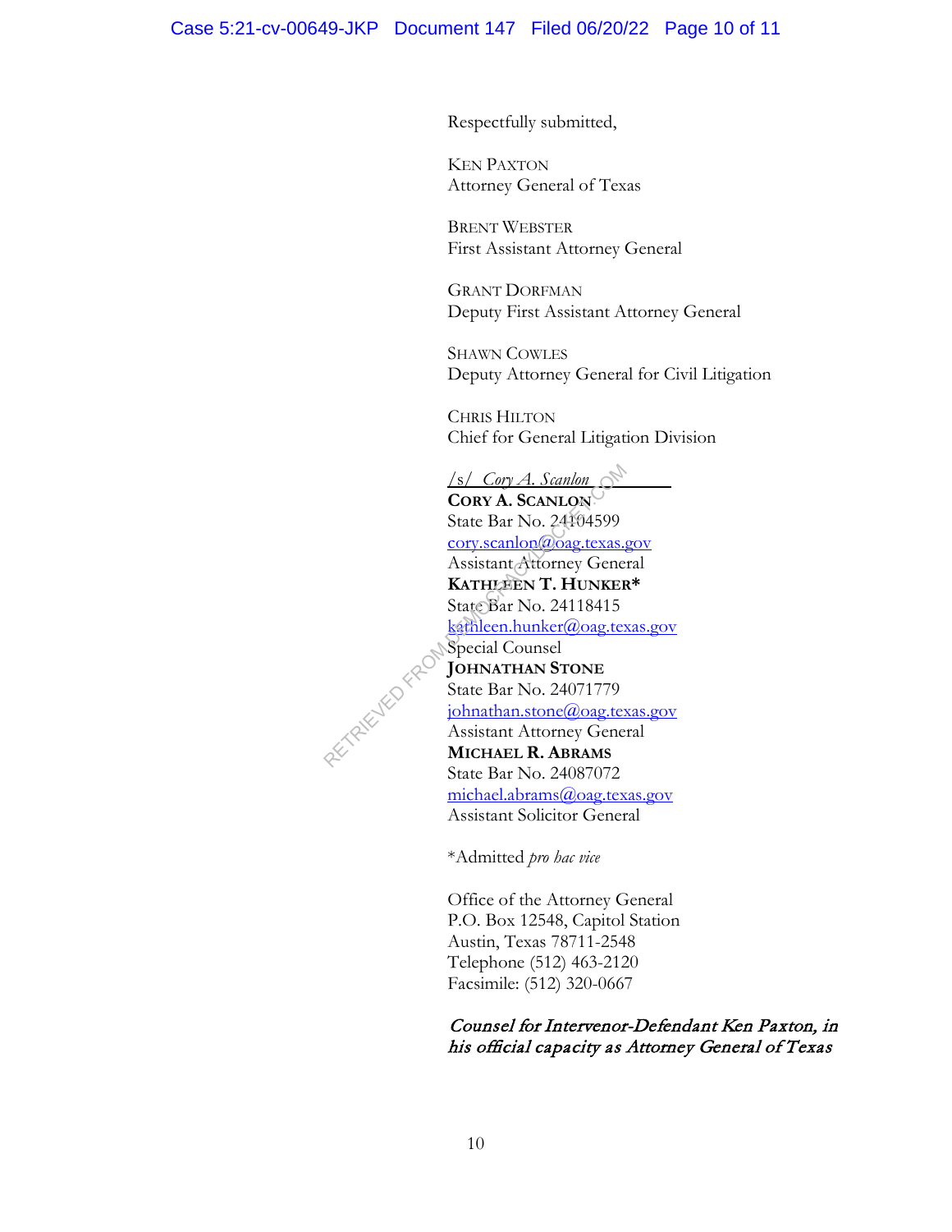Respectfully submitted,

KEN PAXTON
Attorney General of Texas

BRENT WEBSTER
First Assistant Attorney General

GRANT DORFMAN
Deputy First Assistant Attorney General

SHAWN COWLES
Deputy Attorney General for Civil Litigation

CHRIS HILTON
Chief for General Litigation Division

*/s/ Cory A. Scanlon*
**CORY A. SCANLON**
State Bar No. 24104599
cory.scanlon@oag.texas.gov
Assistant Attorney General
**KATHLEEN T. HUNKER***
State Bar No. 24118415
kathleen.hunker@oag.texas.gov
Special Counsel
**JOHNATHAN STONE**
State Bar No. 24071779
johnathan.stone@oag.texas.gov
Assistant Attorney General
**MICHAEL R. ABRAMS**
State Bar No. 24087072
michael.abrams@oag.texas.gov
Assistant Solicitor General

*Admitted *pro hac vice*

Office of the Attorney General
P.O. Box 12548, Capitol Station
Austin, Texas 78711-2548
Telephone (512) 463-2120
Facsimile: (512) 320-0667

*Counsel for Intervenor-Defendant Ken Paxton, in his official capacity as Attorney General of Texas*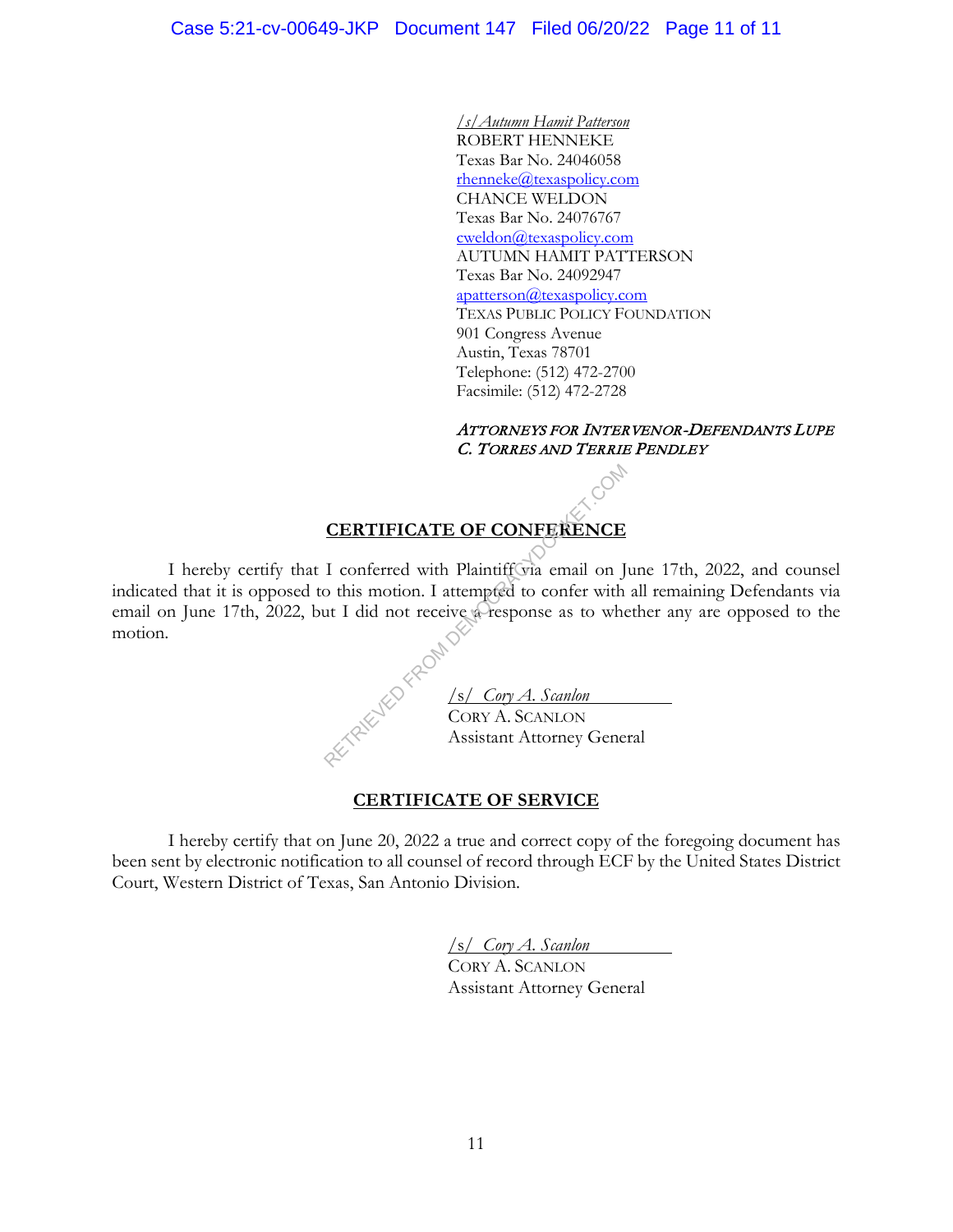*/s/ Autumn Hamit Patterson*
ROBERT HENNEKE
Texas Bar No. 24046058
rhenneke@texaspolicy.com
CHANCE WELDON
Texas Bar No. 24076767
cweldon@texaspolicy.com
AUTUMN HAMIT PATTERSON
Texas Bar No. 24092947
apatterson@texaspolicy.com
TEXAS PUBLIC POLICY FOUNDATION
901 Congress Avenue
Austin, Texas 78701
Telephone: (512) 472-2700
Facsimile: (512) 472-2728

*ATTORNEYS FOR INTERVENOR-DEFENDANTS LUPE C. TORRES AND TERRIE PENDLEY*

## CERTIFICATE OF CONFERENCE

I hereby certify that I conferred with Plaintiff via email on June 17th, 2022, and counsel indicated that it is opposed to this motion. I attempted to confer with all remaining Defendants via email on June 17th, 2022, but I did not receive a response as to whether any are opposed to the motion.

*/s/ Cory A. Scanlon*
CORY A. SCANLON
Assistant Attorney General

## CERTIFICATE OF SERVICE

I hereby certify that on June 20, 2022 a true and correct copy of the foregoing document has been sent by electronic notification to all counsel of record through ECF by the United States District Court, Western District of Texas, San Antonio Division.

*/s/ Cory A. Scanlon*
CORY A. SCANLON
Assistant Attorney General